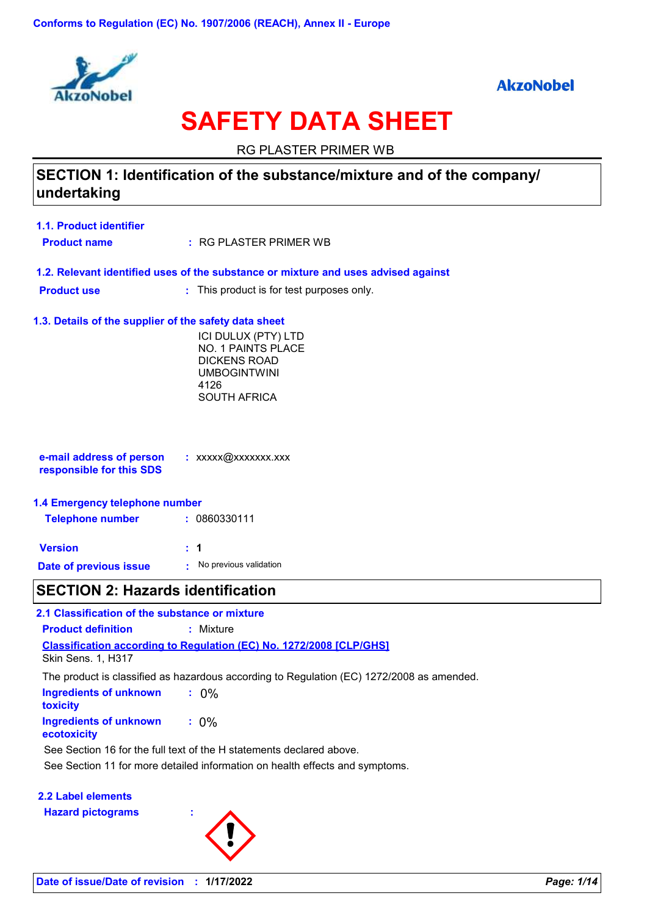Conforms to Regulation (EC) No. 1907/2006 (REACH), Annex II - Europe

AkzoNobel

# SAFETY DATA SHEET

RG PLASTER PRIMER WB

## SECTION 1: Identification of the substance/mixture and of the company/undertaking

### 1.1. Product identifier

**Product name** : RG PLASTER PRIMER WB

### 1.2. Relevant identified uses of the substance or mixture and uses advised against

**Product use** : This product is for test purposes only.

### 1.3. Details of the supplier of the safety data sheet

ICI DULUX (PTY) LTD
NO. 1 PAINTS PLACE
DICKENS ROAD
UMBOGINTWINI
4126
SOUTH AFRICA

**e-mail address of person responsible for this SDS** : xxxxx@xxxxxxx.xxx

### 1.4 Emergency telephone number

**Telephone number** : 0860330111

**Version** : 1

**Date of previous issue** : No previous validation

## SECTION 2: Hazards identification

### 2.1 Classification of the substance or mixture

**Product definition** : Mixture

**Classification according to Regulation (EC) No. 1272/2008 [CLP/GHS]**

Skin Sens. 1, H317

The product is classified as hazardous according to Regulation (EC) 1272/2008 as amended.

**Ingredients of unknown toxicity** : 0%

**Ingredients of unknown ecotoxicity** : 0%

See Section 16 for the full text of the H statements declared above.

See Section 11 for more detailed information on health effects and symptoms.

### 2.2 Label elements

**Hazard pictograms** :

**Date of issue/Date of revision** : 1/17/2022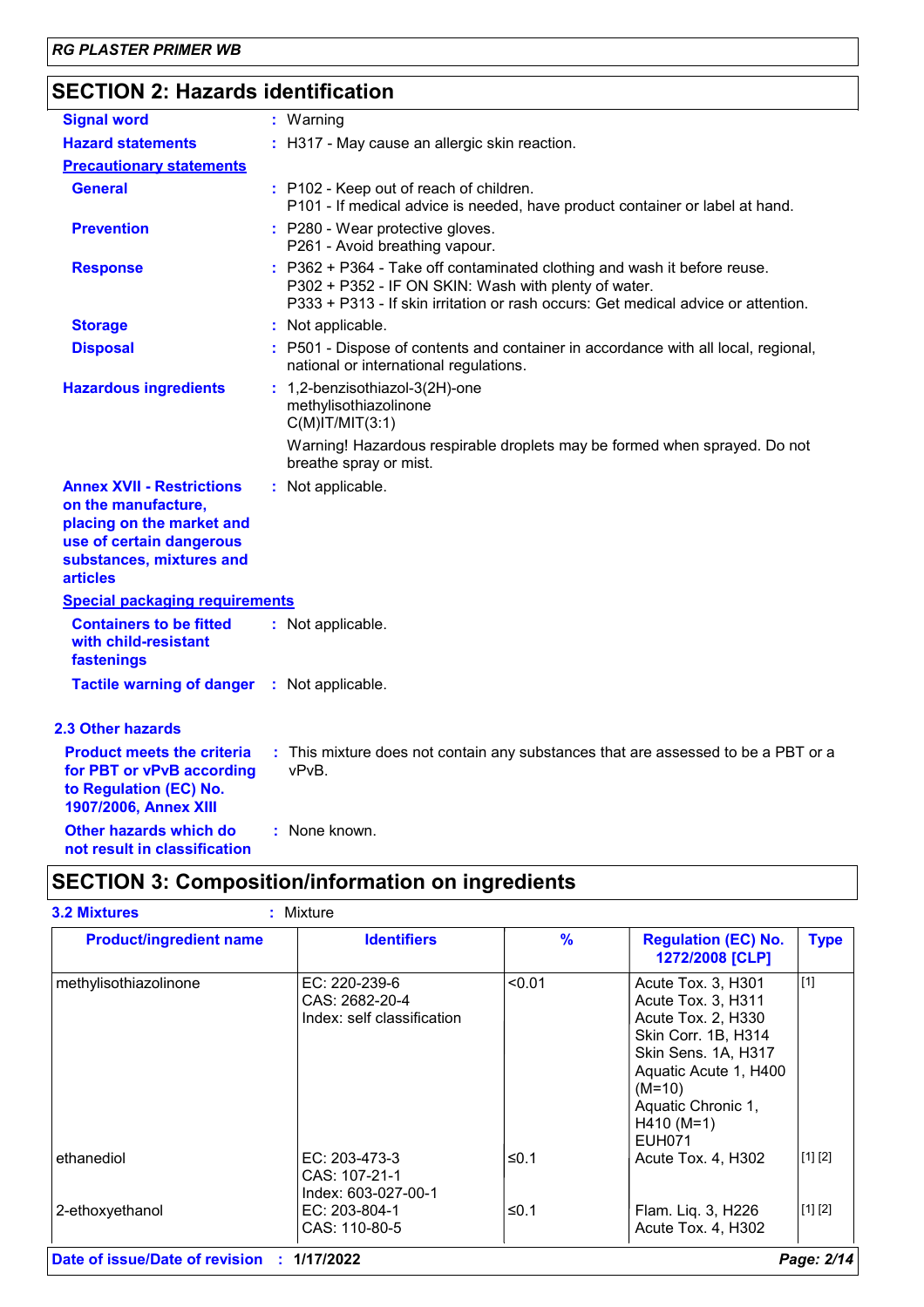## SECTION 2: Hazards identification

**Signal word** : Warning

**Hazard statements** : H317 - May cause an allergic skin reaction.

**Precautionary statements**

**General** : P102 - Keep out of reach of children.
P101 - If medical advice is needed, have product container or label at hand.

**Prevention** : P280 - Wear protective gloves.
P261 - Avoid breathing vapour.

**Response** : P362 + P364 - Take off contaminated clothing and wash it before reuse.
P302 + P352 - IF ON SKIN: Wash with plenty of water.
P333 + P313 - If skin irritation or rash occurs: Get medical advice or attention.

**Storage** : Not applicable.

**Disposal** : P501 - Dispose of contents and container in accordance with all local, regional, national or international regulations.

**Hazardous ingredients** : 1,2-benzisothiazol-3(2H)-one
methylisothiazolinone
C(M)IT/MIT(3:1)

Warning! Hazardous respirable droplets may be formed when sprayed. Do not breathe spray or mist.

**Annex XVII - Restrictions on the manufacture, placing on the market and use of certain dangerous substances, mixtures and articles** : Not applicable.

**Special packaging requirements**

**Containers to be fitted with child-resistant fastenings** : Not applicable.

**Tactile warning of danger** : Not applicable.

### 2.3 Other hazards

**Product meets the criteria for PBT or vPvB according to Regulation (EC) No. 1907/2006, Annex XIII** : This mixture does not contain any substances that are assessed to be a PBT or a vPvB.

**Other hazards which do not result in classification** : None known.

## SECTION 3: Composition/information on ingredients

**3.2 Mixtures** : Mixture

| Product/ingredient name | Identifiers | % | Regulation (EC) No. 1272/2008 [CLP] | Type |
|---|---|---|---|---|
| methylisothiazolinone | EC: 220-239-6<br>CAS: 2682-20-4<br>Index: self classification | <0.01 | Acute Tox. 3, H301<br>Acute Tox. 3, H311<br>Acute Tox. 2, H330<br>Skin Corr. 1B, H314<br>Skin Sens. 1A, H317<br>Aquatic Acute 1, H400 (M=10)<br>Aquatic Chronic 1, H410 (M=1)<br>EUH071 | [1] |
| ethanediol | EC: 203-473-3<br>CAS: 107-21-1<br>Index: 603-027-00-1 | ≤0.1 | Acute Tox. 4, H302 | [1] [2] |
| 2-ethoxyethanol | EC: 203-804-1<br>CAS: 110-80-5 | ≤0.1 | Flam. Liq. 3, H226<br>Acute Tox. 4, H302 | [1] [2] |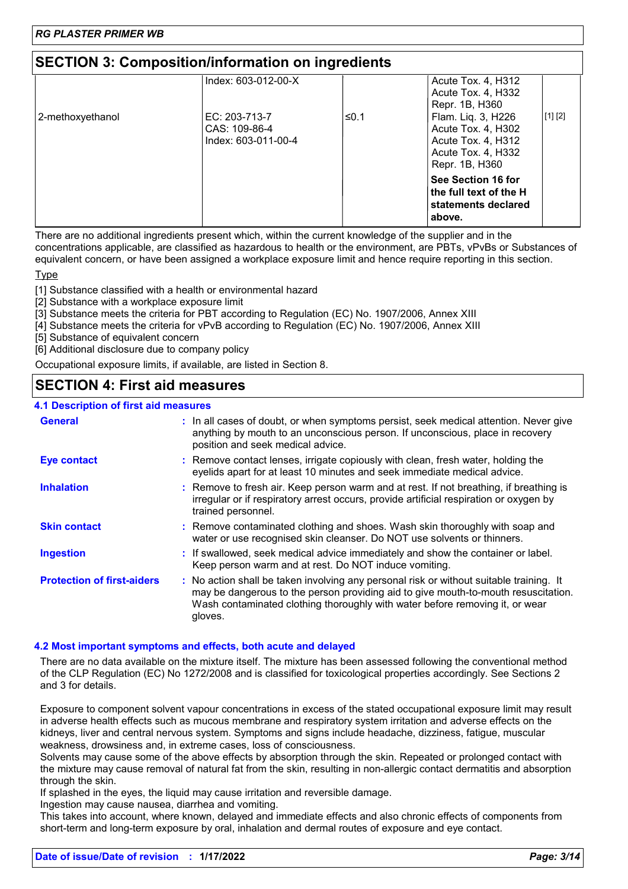## SECTION 3: Composition/information on ingredients

| | | | | |
|---|---|---|---|---|
| | Index: 603-012-00-X | | Acute Tox. 4, H312<br>Acute Tox. 4, H332<br>Repr. 1B, H360 | |
| 2-methoxyethanol | EC: 203-713-7<br>CAS: 109-86-4<br>Index: 603-011-00-4 | ≤0.1 | Flam. Liq. 3, H226<br>Acute Tox. 4, H302<br>Acute Tox. 4, H312<br>Acute Tox. 4, H332<br>Repr. 1B, H360 | [1] [2] |
| | | | **See Section 16 for the full text of the H statements declared above.** | |

There are no additional ingredients present which, within the current knowledge of the supplier and in the concentrations applicable, are classified as hazardous to health or the environment, are PBTs, vPvBs or Substances of equivalent concern, or have been assigned a workplace exposure limit and hence require reporting in this section.

Type

[1] Substance classified with a health or environmental hazard
[2] Substance with a workplace exposure limit
[3] Substance meets the criteria for PBT according to Regulation (EC) No. 1907/2006, Annex XIII
[4] Substance meets the criteria for vPvB according to Regulation (EC) No. 1907/2006, Annex XIII
[5] Substance of equivalent concern
[6] Additional disclosure due to company policy

Occupational exposure limits, if available, are listed in Section 8.

## SECTION 4: First aid measures

### 4.1 Description of first aid measures

**General** : In all cases of doubt, or when symptoms persist, seek medical attention. Never give anything by mouth to an unconscious person. If unconscious, place in recovery position and seek medical advice.

**Eye contact** : Remove contact lenses, irrigate copiously with clean, fresh water, holding the eyelids apart for at least 10 minutes and seek immediate medical advice.

**Inhalation** : Remove to fresh air. Keep person warm and at rest. If not breathing, if breathing is irregular or if respiratory arrest occurs, provide artificial respiration or oxygen by trained personnel.

**Skin contact** : Remove contaminated clothing and shoes. Wash skin thoroughly with soap and water or use recognised skin cleanser. Do NOT use solvents or thinners.

**Ingestion** : If swallowed, seek medical advice immediately and show the container or label. Keep person warm and at rest. Do NOT induce vomiting.

**Protection of first-aiders** : No action shall be taken involving any personal risk or without suitable training. It may be dangerous to the person providing aid to give mouth-to-mouth resuscitation. Wash contaminated clothing thoroughly with water before removing it, or wear gloves.

### 4.2 Most important symptoms and effects, both acute and delayed

There are no data available on the mixture itself. The mixture has been assessed following the conventional method of the CLP Regulation (EC) No 1272/2008 and is classified for toxicological properties accordingly. See Sections 2 and 3 for details.

Exposure to component solvent vapour concentrations in excess of the stated occupational exposure limit may result in adverse health effects such as mucous membrane and respiratory system irritation and adverse effects on the kidneys, liver and central nervous system. Symptoms and signs include headache, dizziness, fatigue, muscular weakness, drowsiness and, in extreme cases, loss of consciousness.
Solvents may cause some of the above effects by absorption through the skin. Repeated or prolonged contact with the mixture may cause removal of natural fat from the skin, resulting in non-allergic contact dermatitis and absorption through the skin.
If splashed in the eyes, the liquid may cause irritation and reversible damage.
Ingestion may cause nausea, diarrhea and vomiting.
This takes into account, where known, delayed and immediate effects and also chronic effects of components from short-term and long-term exposure by oral, inhalation and dermal routes of exposure and eye contact.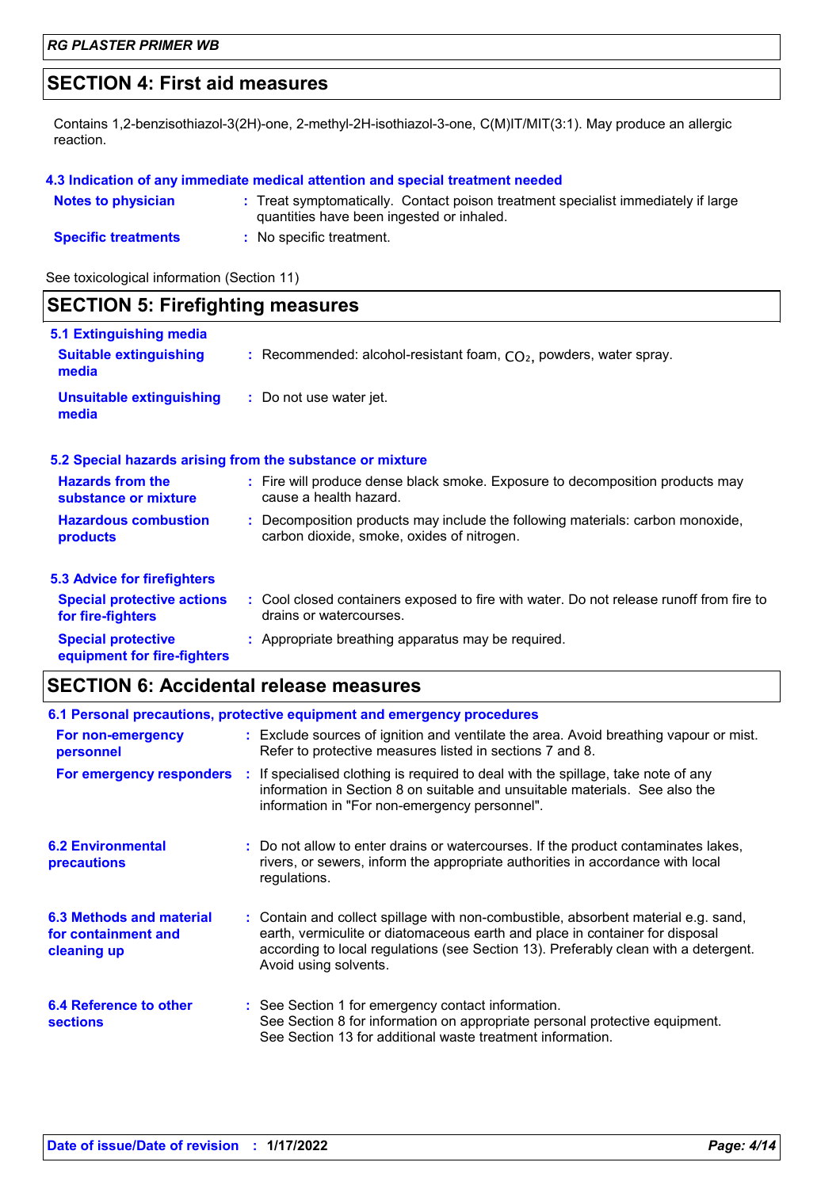## SECTION 4: First aid measures

Contains 1,2-benzisothiazol-3(2H)-one, 2-methyl-2H-isothiazol-3-one, C(M)IT/MIT(3:1). May produce an allergic reaction.

### 4.3 Indication of any immediate medical attention and special treatment needed

**Notes to physician** : Treat symptomatically. Contact poison treatment specialist immediately if large quantities have been ingested or inhaled.

**Specific treatments** : No specific treatment.

See toxicological information (Section 11)

## SECTION 5: Firefighting measures

### 5.1 Extinguishing media

**Suitable extinguishing media** : Recommended: alcohol-resistant foam, $CO_2$, powders, water spray.

**Unsuitable extinguishing media** : Do not use water jet.

### 5.2 Special hazards arising from the substance or mixture

**Hazards from the substance or mixture** : Fire will produce dense black smoke. Exposure to decomposition products may cause a health hazard.

**Hazardous combustion products** : Decomposition products may include the following materials: carbon monoxide, carbon dioxide, smoke, oxides of nitrogen.

### 5.3 Advice for firefighters

**Special protective actions for fire-fighters** : Cool closed containers exposed to fire with water. Do not release runoff from fire to drains or watercourses.

**Special protective equipment for fire-fighters** : Appropriate breathing apparatus may be required.

## SECTION 6: Accidental release measures

### 6.1 Personal precautions, protective equipment and emergency procedures

**For non-emergency personnel** : Exclude sources of ignition and ventilate the area. Avoid breathing vapour or mist. Refer to protective measures listed in sections 7 and 8.

**For emergency responders** : If specialised clothing is required to deal with the spillage, take note of any information in Section 8 on suitable and unsuitable materials. See also the information in "For non-emergency personnel".

### 6.2 Environmental precautions

: Do not allow to enter drains or watercourses. If the product contaminates lakes, rivers, or sewers, inform the appropriate authorities in accordance with local regulations.

### 6.3 Methods and material for containment and cleaning up

: Contain and collect spillage with non-combustible, absorbent material e.g. sand, earth, vermiculite or diatomaceous earth and place in container for disposal according to local regulations (see Section 13). Preferably clean with a detergent. Avoid using solvents.

### 6.4 Reference to other sections

: See Section 1 for emergency contact information.
See Section 8 for information on appropriate personal protective equipment.
See Section 13 for additional waste treatment information.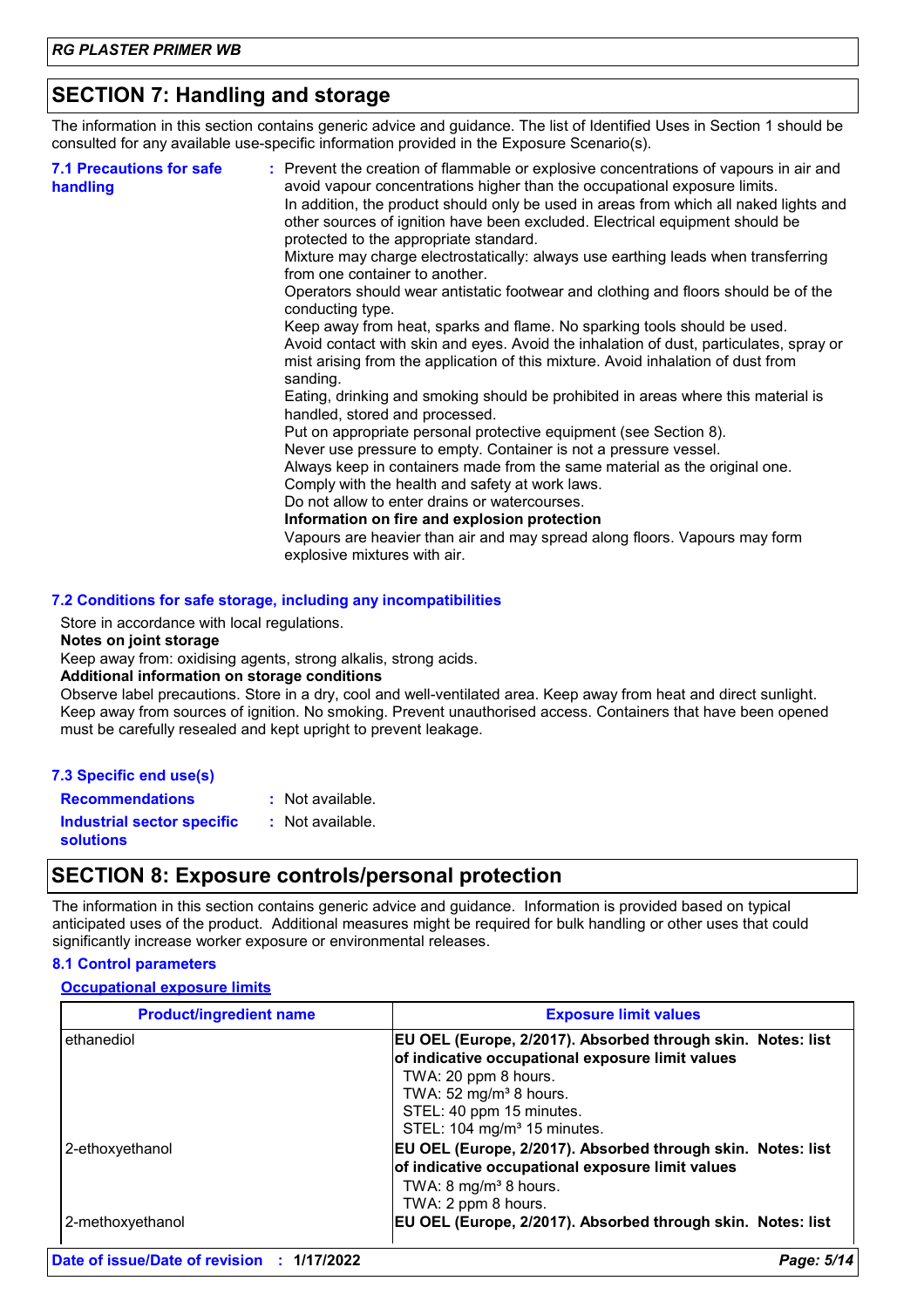## SECTION 7: Handling and storage

The information in this section contains generic advice and guidance. The list of Identified Uses in Section 1 should be consulted for any available use-specific information provided in the Exposure Scenario(s).

**7.1 Precautions for safe handling** : Prevent the creation of flammable or explosive concentrations of vapours in air and avoid vapour concentrations higher than the occupational exposure limits.
In addition, the product should only be used in areas from which all naked lights and other sources of ignition have been excluded. Electrical equipment should be protected to the appropriate standard.
Mixture may charge electrostatically: always use earthing leads when transferring from one container to another.
Operators should wear antistatic footwear and clothing and floors should be of the conducting type.
Keep away from heat, sparks and flame. No sparking tools should be used.
Avoid contact with skin and eyes. Avoid the inhalation of dust, particulates, spray or mist arising from the application of this mixture. Avoid inhalation of dust from sanding.
Eating, drinking and smoking should be prohibited in areas where this material is handled, stored and processed.
Put on appropriate personal protective equipment (see Section 8).
Never use pressure to empty. Container is not a pressure vessel.
Always keep in containers made from the same material as the original one.
Comply with the health and safety at work laws.
Do not allow to enter drains or watercourses.
**Information on fire and explosion protection**
Vapours are heavier than air and may spread along floors. Vapours may form explosive mixtures with air.

**7.2 Conditions for safe storage, including any incompatibilities**

Store in accordance with local regulations.
**Notes on joint storage**
Keep away from: oxidising agents, strong alkalis, strong acids.
**Additional information on storage conditions**
Observe label precautions. Store in a dry, cool and well-ventilated area. Keep away from heat and direct sunlight. Keep away from sources of ignition. No smoking. Prevent unauthorised access. Containers that have been opened must be carefully resealed and kept upright to prevent leakage.

**7.3 Specific end use(s)**

**Recommendations** : Not available.
**Industrial sector specific solutions** : Not available.

## SECTION 8: Exposure controls/personal protection

The information in this section contains generic advice and guidance. Information is provided based on typical anticipated uses of the product. Additional measures might be required for bulk handling or other uses that could significantly increase worker exposure or environmental releases.

**8.1 Control parameters**

**Occupational exposure limits**

| Product/ingredient name | Exposure limit values |
|---|---|
| ethanediol | **EU OEL (Europe, 2/2017). Absorbed through skin. Notes: list of indicative occupational exposure limit values**<br>TWA: 20 ppm 8 hours.<br>TWA: 52 mg/m³ 8 hours.<br>STEL: 40 ppm 15 minutes.<br>STEL: 104 mg/m³ 15 minutes. |
| 2-ethoxyethanol | **EU OEL (Europe, 2/2017). Absorbed through skin. Notes: list of indicative occupational exposure limit values**<br>TWA: 8 mg/m³ 8 hours.<br>TWA: 2 ppm 8 hours. |
| 2-methoxyethanol | **EU OEL (Europe, 2/2017). Absorbed through skin. Notes: list** |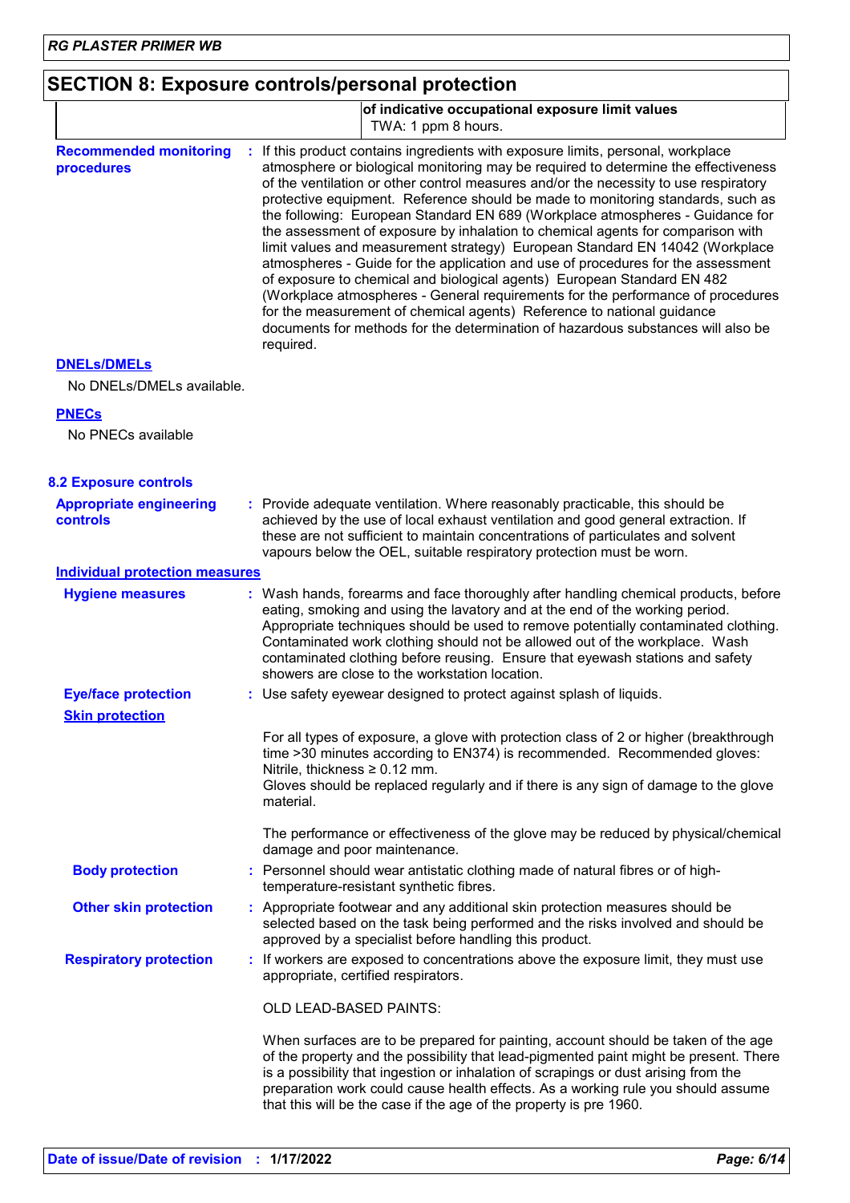## SECTION 8: Exposure controls/personal protection

| | of indicative occupational exposure limit values<br>TWA: 1 ppm 8 hours. |
|---|---|

**Recommended monitoring procedures** : If this product contains ingredients with exposure limits, personal, workplace atmosphere or biological monitoring may be required to determine the effectiveness of the ventilation or other control measures and/or the necessity to use respiratory protective equipment. Reference should be made to monitoring standards, such as the following: European Standard EN 689 (Workplace atmospheres - Guidance for the assessment of exposure by inhalation to chemical agents for comparison with limit values and measurement strategy) European Standard EN 14042 (Workplace atmospheres - Guide for the application and use of procedures for the assessment of exposure to chemical and biological agents) European Standard EN 482 (Workplace atmospheres - General requirements for the performance of procedures for the measurement of chemical agents) Reference to national guidance documents for methods for the determination of hazardous substances will also be required.

**DNELs/DMELs**

No DNELs/DMELs available.

**PNECs**

No PNECs available

### 8.2 Exposure controls

**Appropriate engineering controls** : Provide adequate ventilation. Where reasonably practicable, this should be achieved by the use of local exhaust ventilation and good general extraction. If these are not sufficient to maintain concentrations of particulates and solvent vapours below the OEL, suitable respiratory protection must be worn.

**Individual protection measures**

**Hygiene measures** : Wash hands, forearms and face thoroughly after handling chemical products, before eating, smoking and using the lavatory and at the end of the working period. Appropriate techniques should be used to remove potentially contaminated clothing. Contaminated work clothing should not be allowed out of the workplace. Wash contaminated clothing before reusing. Ensure that eyewash stations and safety showers are close to the workstation location.

**Eye/face protection** : Use safety eyewear designed to protect against splash of liquids.

**Skin protection**

For all types of exposure, a glove with protection class of 2 or higher (breakthrough time >30 minutes according to EN374) is recommended. Recommended gloves: Nitrile, thickness ≥ 0.12 mm.
Gloves should be replaced regularly and if there is any sign of damage to the glove material.

The performance or effectiveness of the glove may be reduced by physical/chemical damage and poor maintenance.

**Body protection** : Personnel should wear antistatic clothing made of natural fibres or of high-temperature-resistant synthetic fibres.

**Other skin protection** : Appropriate footwear and any additional skin protection measures should be selected based on the task being performed and the risks involved and should be approved by a specialist before handling this product.

**Respiratory protection** : If workers are exposed to concentrations above the exposure limit, they must use appropriate, certified respirators.

OLD LEAD-BASED PAINTS:

When surfaces are to be prepared for painting, account should be taken of the age of the property and the possibility that lead-pigmented paint might be present. There is a possibility that ingestion or inhalation of scrapings or dust arising from the preparation work could cause health effects. As a working rule you should assume that this will be the case if the age of the property is pre 1960.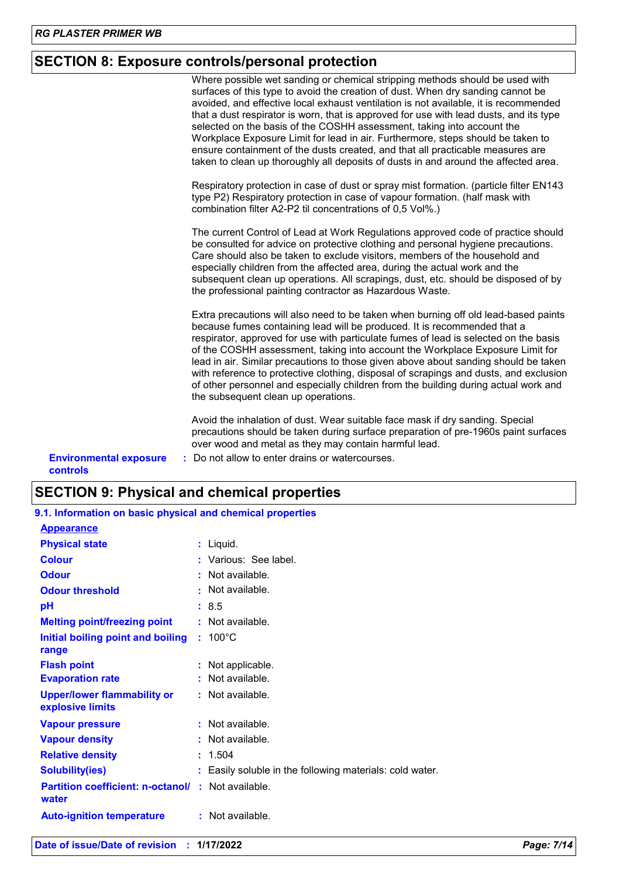## SECTION 8: Exposure controls/personal protection

Where possible wet sanding or chemical stripping methods should be used with surfaces of this type to avoid the creation of dust. When dry sanding cannot be avoided, and effective local exhaust ventilation is not available, it is recommended that a dust respirator is worn, that is approved for use with lead dusts, and its type selected on the basis of the COSHH assessment, taking into account the Workplace Exposure Limit for lead in air. Furthermore, steps should be taken to ensure containment of the dusts created, and that all practicable measures are taken to clean up thoroughly all deposits of dusts in and around the affected area.

Respiratory protection in case of dust or spray mist formation. (particle filter EN143 type P2) Respiratory protection in case of vapour formation. (half mask with combination filter A2-P2 til concentrations of 0,5 Vol%.)

The current Control of Lead at Work Regulations approved code of practice should be consulted for advice on protective clothing and personal hygiene precautions. Care should also be taken to exclude visitors, members of the household and especially children from the affected area, during the actual work and the subsequent clean up operations. All scrapings, dust, etc. should be disposed of by the professional painting contractor as Hazardous Waste.

Extra precautions will also need to be taken when burning off old lead-based paints because fumes containing lead will be produced. It is recommended that a respirator, approved for use with particulate fumes of lead is selected on the basis of the COSHH assessment, taking into account the Workplace Exposure Limit for lead in air. Similar precautions to those given above about sanding should be taken with reference to protective clothing, disposal of scrapings and dusts, and exclusion of other personnel and especially children from the building during actual work and the subsequent clean up operations.

Avoid the inhalation of dust. Wear suitable face mask if dry sanding. Special precautions should be taken during surface preparation of pre-1960s paint surfaces over wood and metal as they may contain harmful lead.

**Environmental exposure controls** : Do not allow to enter drains or watercourses.

## SECTION 9: Physical and chemical properties

### 9.1. Information on basic physical and chemical properties

**Appearance**

| Property | Value |
|---|---|
| Physical state | Liquid. |
| Colour | Various: See label. |
| Odour | Not available. |
| Odour threshold | Not available. |
| pH | 8.5 |
| Melting point/freezing point | Not available. |
| Initial boiling point and boiling range | 100°C |
| Flash point | Not applicable. |
| Evaporation rate | Not available. |
| Upper/lower flammability or explosive limits | Not available. |
| Vapour pressure | Not available. |
| Vapour density | Not available. |
| Relative density | 1.504 |
| Solubility(ies) | Easily soluble in the following materials: cold water. |
| Partition coefficient: n-octanol/ water | Not available. |
| Auto-ignition temperature | Not available. |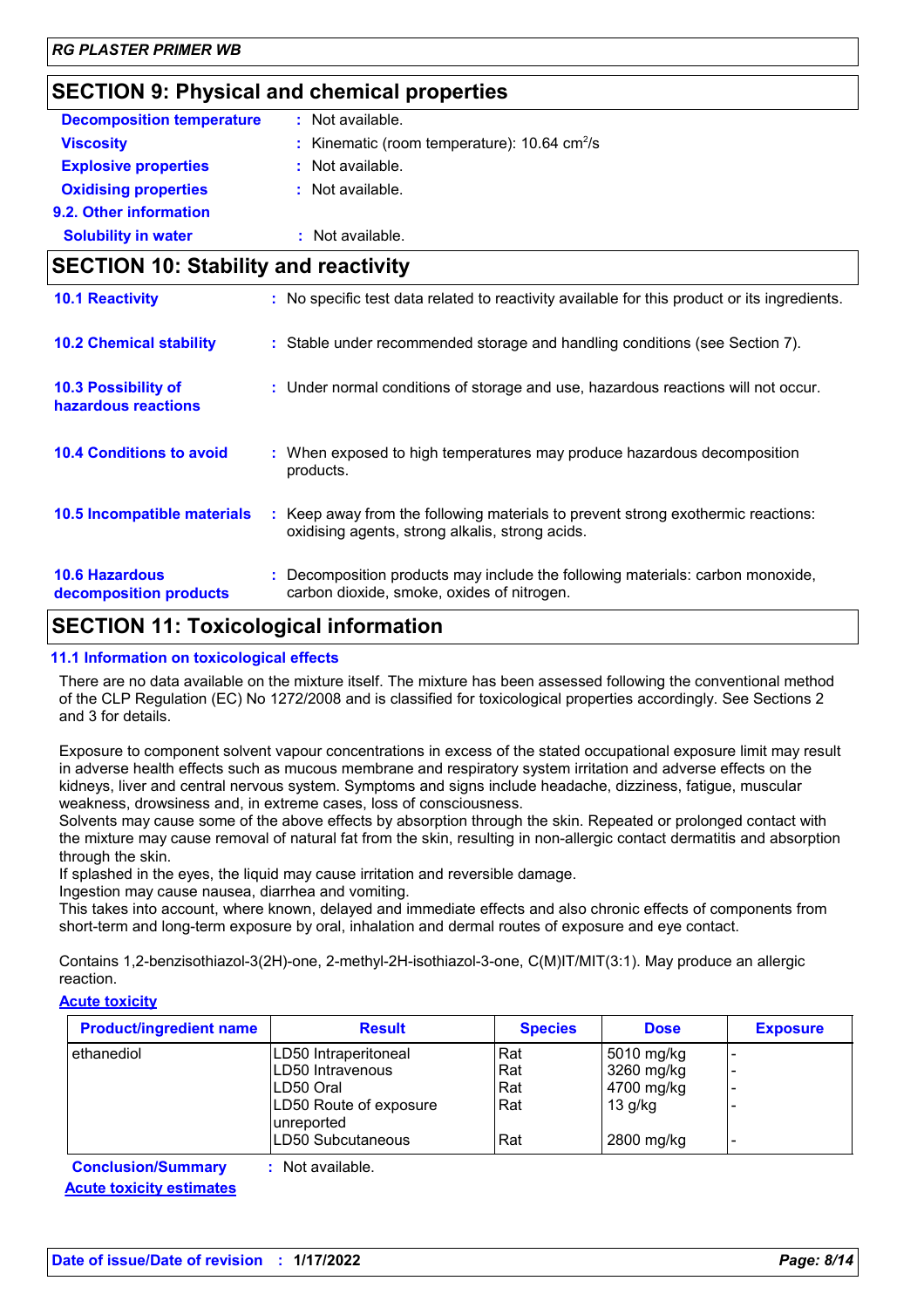## SECTION 9: Physical and chemical properties

**Decomposition temperature** : Not available.

**Viscosity** : Kinematic (room temperature): 10.64 $cm^2/s$

**Explosive properties** : Not available.

**Oxidising properties** : Not available.

**9.2. Other information**

**Solubility in water** : Not available.

## SECTION 10: Stability and reactivity

**10.1 Reactivity** : No specific test data related to reactivity available for this product or its ingredients.

**10.2 Chemical stability** : Stable under recommended storage and handling conditions (see Section 7).

**10.3 Possibility of hazardous reactions** : Under normal conditions of storage and use, hazardous reactions will not occur.

**10.4 Conditions to avoid** : When exposed to high temperatures may produce hazardous decomposition products.

**10.5 Incompatible materials** : Keep away from the following materials to prevent strong exothermic reactions: oxidising agents, strong alkalis, strong acids.

**10.6 Hazardous decomposition products** : Decomposition products may include the following materials: carbon monoxide, carbon dioxide, smoke, oxides of nitrogen.

## SECTION 11: Toxicological information

### 11.1 Information on toxicological effects

There are no data available on the mixture itself. The mixture has been assessed following the conventional method of the CLP Regulation (EC) No 1272/2008 and is classified for toxicological properties accordingly. See Sections 2 and 3 for details.

Exposure to component solvent vapour concentrations in excess of the stated occupational exposure limit may result in adverse health effects such as mucous membrane and respiratory system irritation and adverse effects on the kidneys, liver and central nervous system. Symptoms and signs include headache, dizziness, fatigue, muscular weakness, drowsiness and, in extreme cases, loss of consciousness.
Solvents may cause some of the above effects by absorption through the skin. Repeated or prolonged contact with the mixture may cause removal of natural fat from the skin, resulting in non-allergic contact dermatitis and absorption through the skin.
If splashed in the eyes, the liquid may cause irritation and reversible damage.
Ingestion may cause nausea, diarrhea and vomiting.
This takes into account, where known, delayed and immediate effects and also chronic effects of components from short-term and long-term exposure by oral, inhalation and dermal routes of exposure and eye contact.

Contains 1,2-benzisothiazol-3(2H)-one, 2-methyl-2H-isothiazol-3-one, C(M)IT/MIT(3:1). May produce an allergic reaction.

**Acute toxicity**

| Product/ingredient name | Result | Species | Dose | Exposure |
|---|---|---|---|---|
| ethanediol | LD50 Intraperitoneal | Rat | 5010 mg/kg | - |
| | LD50 Intravenous | Rat | 3260 mg/kg | - |
| | LD50 Oral | Rat | 4700 mg/kg | - |
| | LD50 Route of exposure unreported | Rat | 13 g/kg | - |
| | LD50 Subcutaneous | Rat | 2800 mg/kg | - |

**Conclusion/Summary** : Not available.

**Acute toxicity estimates**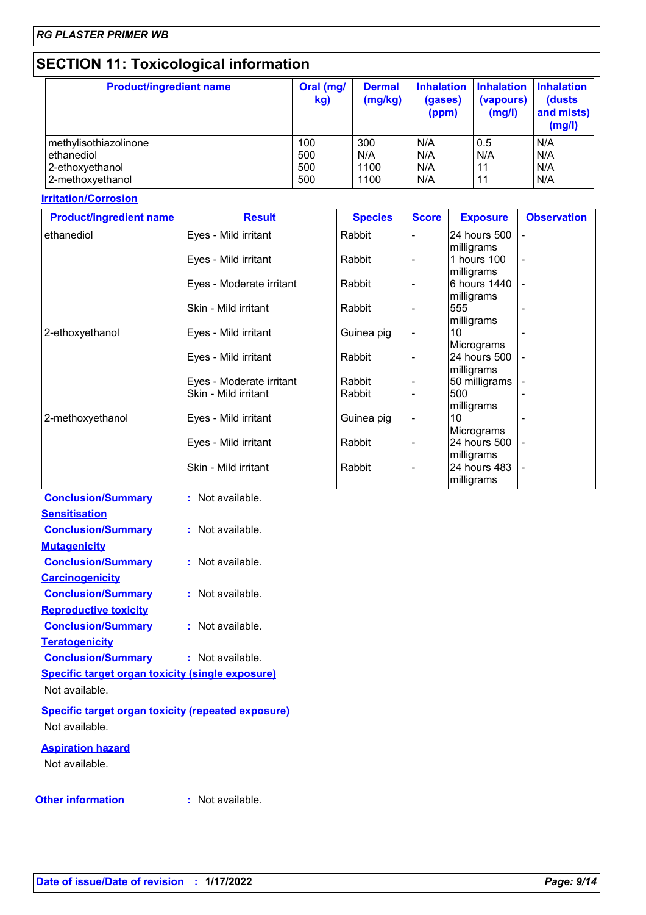## SECTION 11: Toxicological information

| Product/ingredient name | Oral (mg/kg) | Dermal (mg/kg) | Inhalation (gases) (ppm) | Inhalation (vapours) (mg/l) | Inhalation (dusts and mists) (mg/l) |
|---|---|---|---|---|---|
| methylisothiazolinone | 100 | 300 | N/A | 0.5 | N/A |
| ethanediol | 500 | N/A | N/A | N/A | N/A |
| 2-ethoxyethanol | 500 | 1100 | N/A | 11 | N/A |
| 2-methoxyethanol | 500 | 1100 | N/A | 11 | N/A |

**Irritation/Corrosion**

| Product/ingredient name | Result | Species | Score | Exposure | Observation |
|---|---|---|---|---|---|
| ethanediol | Eyes - Mild irritant | Rabbit | - | 24 hours 500 milligrams | - |
| | Eyes - Mild irritant | Rabbit | - | 1 hours 100 milligrams | - |
| | Eyes - Moderate irritant | Rabbit | - | 6 hours 1440 milligrams | - |
| | Skin - Mild irritant | Rabbit | - | 555 milligrams | - |
| 2-ethoxyethanol | Eyes - Mild irritant | Guinea pig | - | 10 Micrograms | - |
| | Eyes - Mild irritant | Rabbit | - | 24 hours 500 milligrams | - |
| | Eyes - Moderate irritant | Rabbit | - | 50 milligrams | - |
| | Skin - Mild irritant | Rabbit | - | 500 milligrams | - |
| 2-methoxyethanol | Eyes - Mild irritant | Guinea pig | - | 10 Micrograms | - |
| | Eyes - Mild irritant | Rabbit | - | 24 hours 500 milligrams | - |
| | Skin - Mild irritant | Rabbit | - | 24 hours 483 milligrams | - |

**Conclusion/Summary** : Not available.

**Sensitisation**

**Conclusion/Summary** : Not available.

**Mutagenicity**

**Conclusion/Summary** : Not available.

**Carcinogenicity**

**Conclusion/Summary** : Not available.

**Reproductive toxicity**

**Conclusion/Summary** : Not available.

**Teratogenicity**

**Conclusion/Summary** : Not available.

**Specific target organ toxicity (single exposure)**

Not available.

**Specific target organ toxicity (repeated exposure)**

Not available.

**Aspiration hazard**

Not available.

**Other information** : Not available.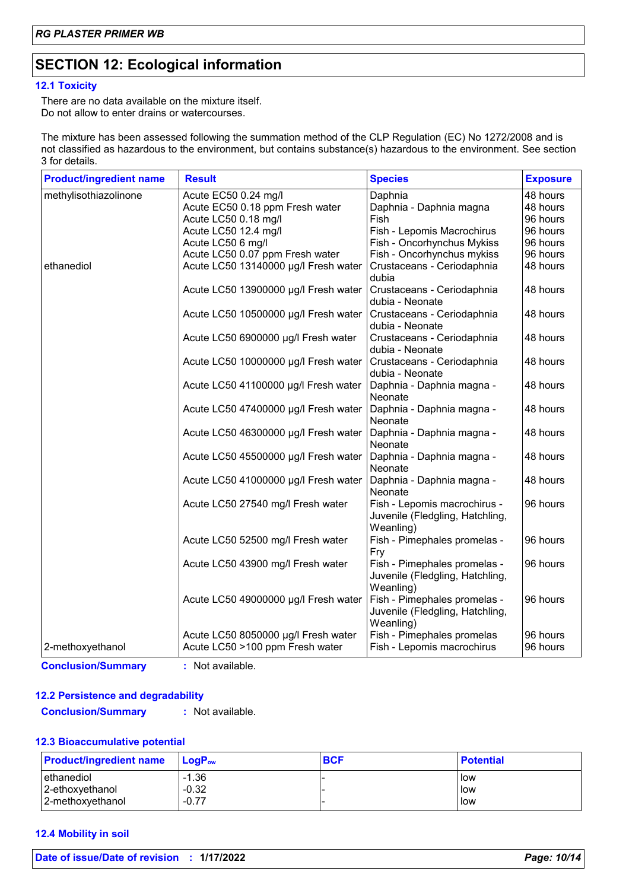## SECTION 12: Ecological information

### 12.1 Toxicity

There are no data available on the mixture itself.
Do not allow to enter drains or watercourses.

The mixture has been assessed following the summation method of the CLP Regulation (EC) No 1272/2008 and is not classified as hazardous to the environment, but contains substance(s) hazardous to the environment. See section 3 for details.

| Product/ingredient name | Result | Species | Exposure |
|---|---|---|---|
| methylisothiazolinone | Acute EC50 0.24 mg/l | Daphnia | 48 hours |
| | Acute EC50 0.18 ppm Fresh water | Daphnia - Daphnia magna | 48 hours |
| | Acute LC50 0.18 mg/l | Fish | 96 hours |
| | Acute LC50 12.4 mg/l | Fish - Lepomis Macrochirus | 96 hours |
| | Acute LC50 6 mg/l | Fish - Oncorhynchus Mykiss | 96 hours |
| | Acute LC50 0.07 ppm Fresh water | Fish - Oncorhynchus mykiss | 96 hours |
| ethanediol | Acute LC50 13140000 µg/l Fresh water | Crustaceans - Ceriodaphnia dubia | 48 hours |
| | Acute LC50 13900000 µg/l Fresh water | Crustaceans - Ceriodaphnia dubia - Neonate | 48 hours |
| | Acute LC50 10500000 µg/l Fresh water | Crustaceans - Ceriodaphnia dubia - Neonate | 48 hours |
| | Acute LC50 6900000 µg/l Fresh water | Crustaceans - Ceriodaphnia dubia - Neonate | 48 hours |
| | Acute LC50 10000000 µg/l Fresh water | Crustaceans - Ceriodaphnia dubia - Neonate | 48 hours |
| | Acute LC50 41100000 µg/l Fresh water | Daphnia - Daphnia magna - Neonate | 48 hours |
| | Acute LC50 47400000 µg/l Fresh water | Daphnia - Daphnia magna - Neonate | 48 hours |
| | Acute LC50 46300000 µg/l Fresh water | Daphnia - Daphnia magna - Neonate | 48 hours |
| | Acute LC50 45500000 µg/l Fresh water | Daphnia - Daphnia magna - Neonate | 48 hours |
| | Acute LC50 41000000 µg/l Fresh water | Daphnia - Daphnia magna - Neonate | 48 hours |
| | Acute LC50 27540 mg/l Fresh water | Fish - Lepomis macrochirus - Juvenile (Fledgling, Hatchling, Weanling) | 96 hours |
| | Acute LC50 52500 mg/l Fresh water | Fish - Pimephales promelas - Fry | 96 hours |
| | Acute LC50 43900 mg/l Fresh water | Fish - Pimephales promelas - Juvenile (Fledgling, Hatchling, Weanling) | 96 hours |
| | Acute LC50 49000000 µg/l Fresh water | Fish - Pimephales promelas - Juvenile (Fledgling, Hatchling, Weanling) | 96 hours |
| | Acute LC50 8050000 µg/l Fresh water | Fish - Pimephales promelas | 96 hours |
| 2-methoxyethanol | Acute LC50 >100 ppm Fresh water | Fish - Lepomis macrochirus | 96 hours |

**Conclusion/Summary** : Not available.

### 12.2 Persistence and degradability

**Conclusion/Summary** : Not available.

### 12.3 Bioaccumulative potential

| Product/ingredient name | $LogP_{ow}$ | BCF | Potential |
|---|---|---|---|
| ethanediol | -1.36 | - | low |
| 2-ethoxyethanol | -0.32 | - | low |
| 2-methoxyethanol | -0.77 | - | low |

### 12.4 Mobility in soil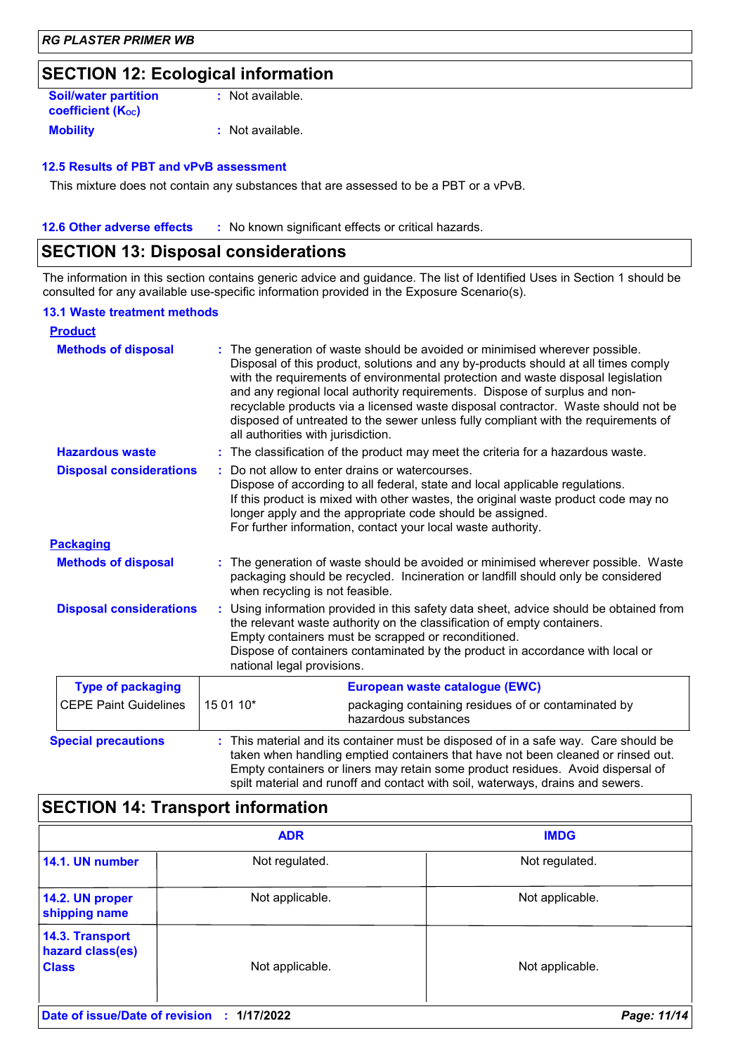## SECTION 12: Ecological information

**Soil/water partition coefficient ($K_{OC}$)** : Not available.

**Mobility** : Not available.

### 12.5 Results of PBT and vPvB assessment

This mixture does not contain any substances that are assessed to be a PBT or a vPvB.

**12.6 Other adverse effects** : No known significant effects or critical hazards.

## SECTION 13: Disposal considerations

The information in this section contains generic advice and guidance. The list of Identified Uses in Section 1 should be consulted for any available use-specific information provided in the Exposure Scenario(s).

### 13.1 Waste treatment methods

**Product**

**Methods of disposal** : The generation of waste should be avoided or minimised wherever possible. Disposal of this product, solutions and any by-products should at all times comply with the requirements of environmental protection and waste disposal legislation and any regional local authority requirements. Dispose of surplus and non-recyclable products via a licensed waste disposal contractor. Waste should not be disposed of untreated to the sewer unless fully compliant with the requirements of all authorities with jurisdiction.

**Hazardous waste** : The classification of the product may meet the criteria for a hazardous waste.

**Disposal considerations** : Do not allow to enter drains or watercourses.
Dispose of according to all federal, state and local applicable regulations.
If this product is mixed with other wastes, the original waste product code may no longer apply and the appropriate code should be assigned.
For further information, contact your local waste authority.

**Packaging**

**Methods of disposal** : The generation of waste should be avoided or minimised wherever possible. Waste packaging should be recycled. Incineration or landfill should only be considered when recycling is not feasible.

**Disposal considerations** : Using information provided in this safety data sheet, advice should be obtained from the relevant waste authority on the classification of empty containers.
Empty containers must be scrapped or reconditioned.
Dispose of containers contaminated by the product in accordance with local or national legal provisions.

| Type of packaging | European waste catalogue (EWC) | |
|---|---|---|
| CEPE Paint Guidelines | 15 01 10* | packaging containing residues of or contaminated by hazardous substances |

**Special precautions** : This material and its container must be disposed of in a safe way. Care should be taken when handling emptied containers that have not been cleaned or rinsed out. Empty containers or liners may retain some product residues. Avoid dispersal of spilt material and runoff and contact with soil, waterways, drains and sewers.

## SECTION 14: Transport information

| | ADR | IMDG |
|---|---|---|
| **14.1. UN number** | Not regulated. | Not regulated. |
| **14.2. UN proper shipping name** | Not applicable. | Not applicable. |
| **14.3. Transport hazard class(es)** **Class** | Not applicable. | Not applicable. |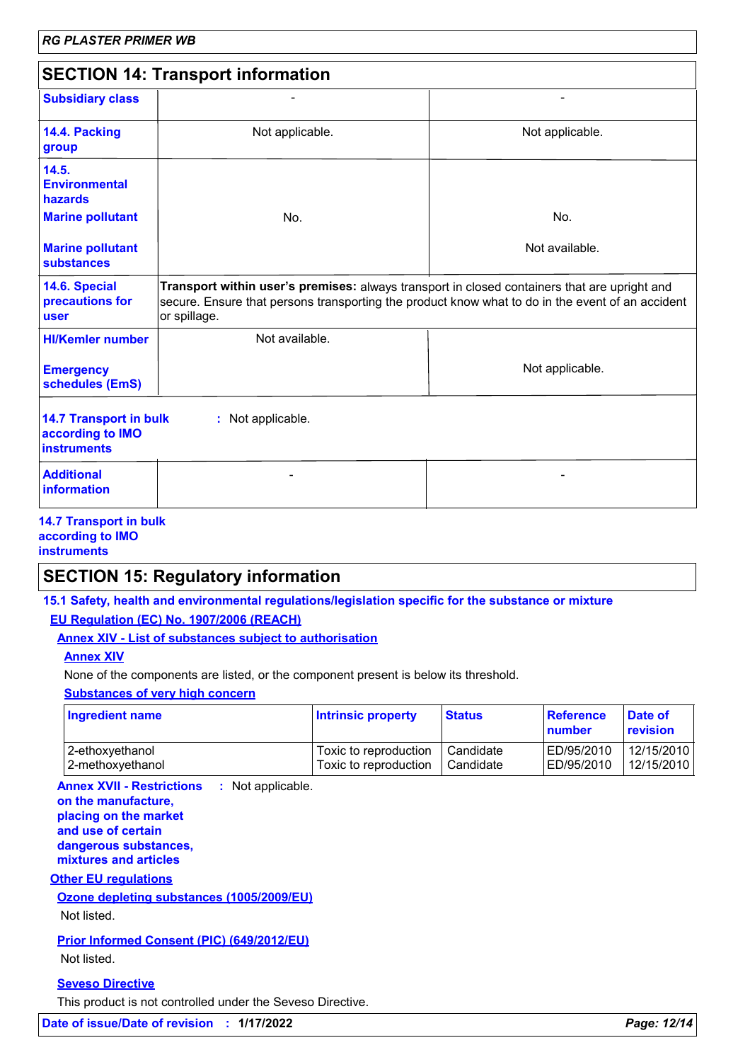## SECTION 14: Transport information

| | | |
|---|---|---|
| **Subsidiary class** | - | - |
| **14.4. Packing group** | Not applicable. | Not applicable. |
| **14.5. Environmental hazards** **Marine pollutant** **Marine pollutant substances** | No. | No. Not available. |
| **14.6. Special precautions for user** | **Transport within user's premises:** always transport in closed containers that are upright and secure. Ensure that persons transporting the product know what to do in the event of an accident or spillage. | |
| **HI/Kemler number** **Emergency schedules (EmS)** | Not available. | Not applicable. |

**14.7 Transport in bulk according to IMO instruments** : Not applicable.

| | | |
|---|---|---|
| **Additional information** | - | - |

**14.7 Transport in bulk according to IMO instruments**

## SECTION 15: Regulatory information

**15.1 Safety, health and environmental regulations/legislation specific for the substance or mixture**

**EU Regulation (EC) No. 1907/2006 (REACH)**

**Annex XIV - List of substances subject to authorisation**

**Annex XIV**

None of the components are listed, or the component present is below its threshold.

**Substances of very high concern**

| Ingredient name | Intrinsic property | Status | Reference number | Date of revision |
|---|---|---|---|---|
| 2-ethoxyethanol | Toxic to reproduction | Candidate | ED/95/2010 | 12/15/2010 |
| 2-methoxyethanol | Toxic to reproduction | Candidate | ED/95/2010 | 12/15/2010 |

**Annex XVII - Restrictions on the manufacture, placing on the market and use of certain dangerous substances, mixtures and articles** : Not applicable.

**Other EU regulations**

**Ozone depleting substances (1005/2009/EU)**

Not listed.

**Prior Informed Consent (PIC) (649/2012/EU)**

Not listed.

**Seveso Directive**

This product is not controlled under the Seveso Directive.

**Date of issue/Date of revision** : **1/17/2022**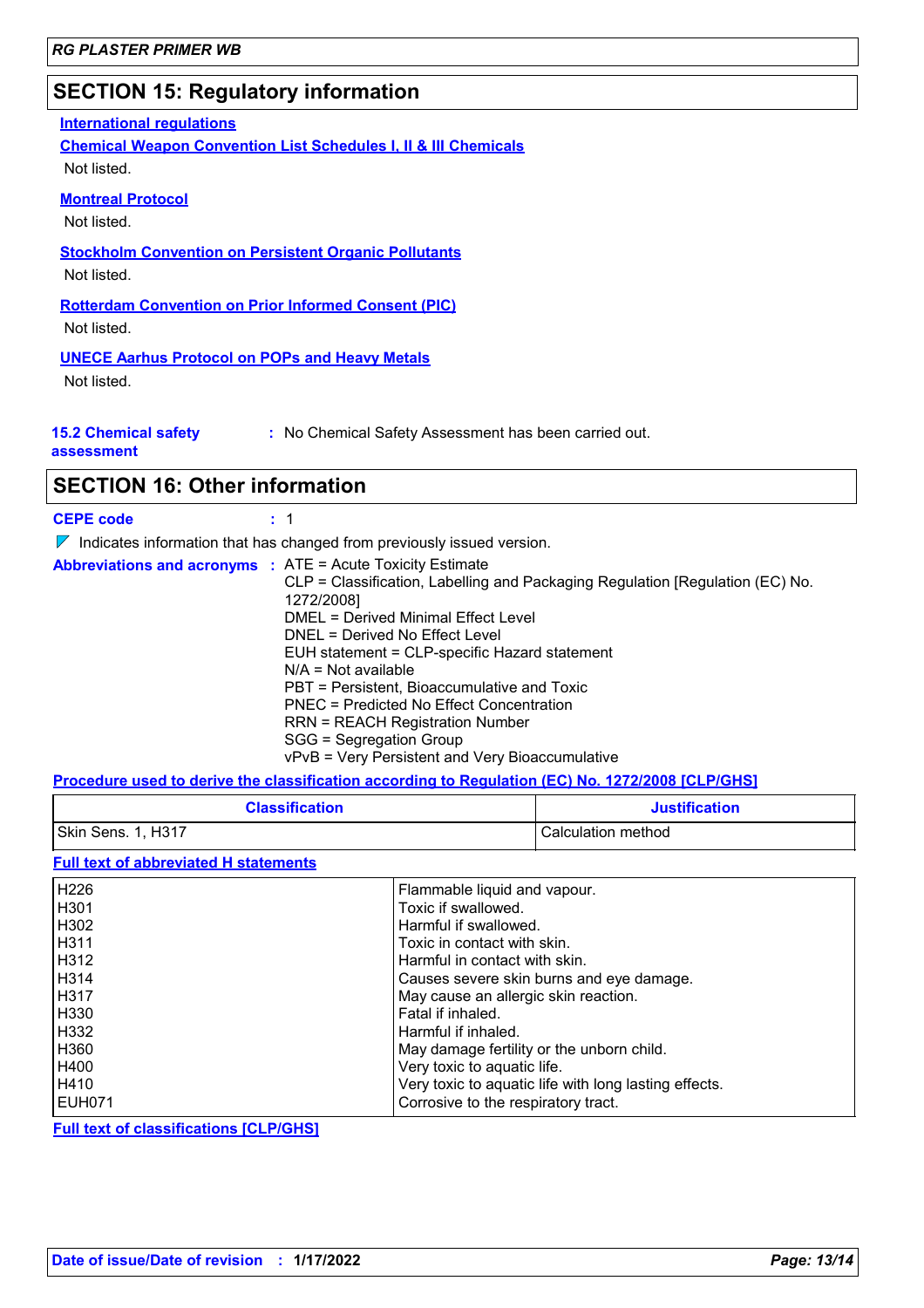## SECTION 15: Regulatory information

**International regulations**

**Chemical Weapon Convention List Schedules I, II & III Chemicals**

Not listed.

**Montreal Protocol**

Not listed.

**Stockholm Convention on Persistent Organic Pollutants**

Not listed.

**Rotterdam Convention on Prior Informed Consent (PIC)**

Not listed.

**UNECE Aarhus Protocol on POPs and Heavy Metals**

Not listed.

**15.2 Chemical safety assessment** : No Chemical Safety Assessment has been carried out.

## SECTION 16: Other information

**CEPE code** : 1

Indicates information that has changed from previously issued version.

**Abbreviations and acronyms** :
ATE = Acute Toxicity Estimate
CLP = Classification, Labelling and Packaging Regulation [Regulation (EC) No. 1272/2008]
DMEL = Derived Minimal Effect Level
DNEL = Derived No Effect Level
EUH statement = CLP-specific Hazard statement
N/A = Not available
PBT = Persistent, Bioaccumulative and Toxic
PNEC = Predicted No Effect Concentration
RRN = REACH Registration Number
SGG = Segregation Group
vPvB = Very Persistent and Very Bioaccumulative

**Procedure used to derive the classification according to Regulation (EC) No. 1272/2008 [CLP/GHS]**

| Classification | Justification |
|---|---|
| Skin Sens. 1, H317 | Calculation method |

**Full text of abbreviated H statements**

| | |
|---|---|
| H226 | Flammable liquid and vapour. |
| H301 | Toxic if swallowed. |
| H302 | Harmful if swallowed. |
| H311 | Toxic in contact with skin. |
| H312 | Harmful in contact with skin. |
| H314 | Causes severe skin burns and eye damage. |
| H317 | May cause an allergic skin reaction. |
| H330 | Fatal if inhaled. |
| H332 | Harmful if inhaled. |
| H360 | May damage fertility or the unborn child. |
| H400 | Very toxic to aquatic life. |
| H410 | Very toxic to aquatic life with long lasting effects. |
| EUH071 | Corrosive to the respiratory tract. |

**Full text of classifications [CLP/GHS]**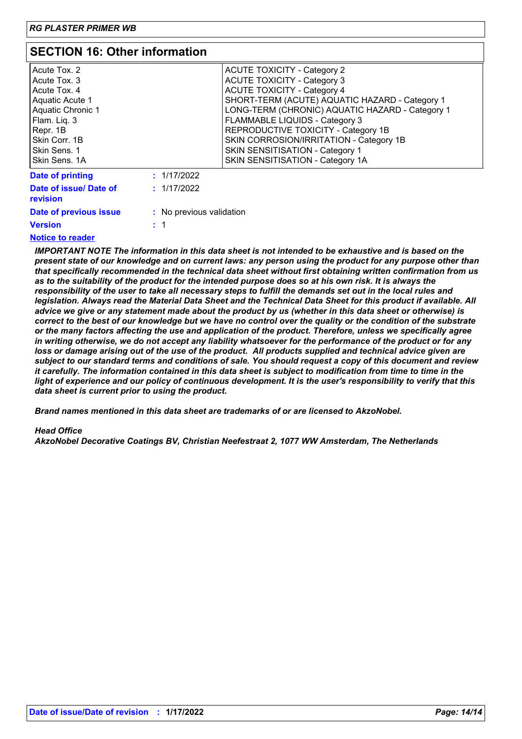## SECTION 16: Other information

| | |
|---|---|
| Acute Tox. 2 | ACUTE TOXICITY - Category 2 |
| Acute Tox. 3 | ACUTE TOXICITY - Category 3 |
| Acute Tox. 4 | ACUTE TOXICITY - Category 4 |
| Aquatic Acute 1 | SHORT-TERM (ACUTE) AQUATIC HAZARD - Category 1 |
| Aquatic Chronic 1 | LONG-TERM (CHRONIC) AQUATIC HAZARD - Category 1 |
| Flam. Liq. 3 | FLAMMABLE LIQUIDS - Category 3 |
| Repr. 1B | REPRODUCTIVE TOXICITY - Category 1B |
| Skin Corr. 1B | SKIN CORROSION/IRRITATION - Category 1B |
| Skin Sens. 1 | SKIN SENSITISATION - Category 1 |
| Skin Sens. 1A | SKIN SENSITISATION - Category 1A |

**Date of printing** : 1/17/2022

**Date of issue/ Date of revision** : 1/17/2022

**Date of previous issue** : No previous validation

**Version** : 1

**Notice to reader**

***IMPORTANT NOTE The information in this data sheet is not intended to be exhaustive and is based on the present state of our knowledge and on current laws: any person using the product for any purpose other than that specifically recommended in the technical data sheet without first obtaining written confirmation from us as to the suitability of the product for the intended purpose does so at his own risk. It is always the responsibility of the user to take all necessary steps to fulfill the demands set out in the local rules and legislation. Always read the Material Data Sheet and the Technical Data Sheet for this product if available. All advice we give or any statement made about the product by us (whether in this data sheet or otherwise) is correct to the best of our knowledge but we have no control over the quality or the condition of the substrate or the many factors affecting the use and application of the product. Therefore, unless we specifically agree in writing otherwise, we do not accept any liability whatsoever for the performance of the product or for any loss or damage arising out of the use of the product. All products supplied and technical advice given are subject to our standard terms and conditions of sale. You should request a copy of this document and review it carefully. The information contained in this data sheet is subject to modification from time to time in the light of experience and our policy of continuous development. It is the user's responsibility to verify that this data sheet is current prior to using the product.***

***Brand names mentioned in this data sheet are trademarks of or are licensed to AkzoNobel.***

***Head Office***
***AkzoNobel Decorative Coatings BV, Christian Neefestraat 2, 1077 WW Amsterdam, The Netherlands***